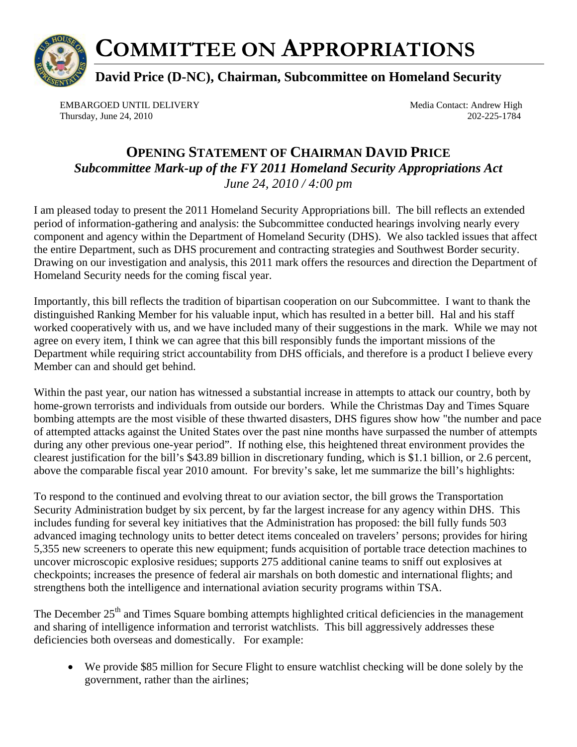# COMMITTEE ON APPROPRIATIONS

**David Price (D-NC), Chairman, Subcommittee on Homeland Security**

EMBARGOED UNTIL DELIVERY
Thursday, June 24, 2010

Media Contact: Andrew High
202-225-1784

## OPENING STATEMENT OF CHAIRMAN DAVID PRICE

***Subcommittee Mark-up of the FY 2011 Homeland Security Appropriations Act***

*June 24, 2010 / 4:00 pm*

I am pleased today to present the 2011 Homeland Security Appropriations bill. The bill reflects an extended period of information-gathering and analysis: the Subcommittee conducted hearings involving nearly every component and agency within the Department of Homeland Security (DHS). We also tackled issues that affect the entire Department, such as DHS procurement and contracting strategies and Southwest Border security. Drawing on our investigation and analysis, this 2011 mark offers the resources and direction the Department of Homeland Security needs for the coming fiscal year.

Importantly, this bill reflects the tradition of bipartisan cooperation on our Subcommittee. I want to thank the distinguished Ranking Member for his valuable input, which has resulted in a better bill. Hal and his staff worked cooperatively with us, and we have included many of their suggestions in the mark. While we may not agree on every item, I think we can agree that this bill responsibly funds the important missions of the Department while requiring strict accountability from DHS officials, and therefore is a product I believe every Member can and should get behind.

Within the past year, our nation has witnessed a substantial increase in attempts to attack our country, both by home-grown terrorists and individuals from outside our borders. While the Christmas Day and Times Square bombing attempts are the most visible of these thwarted disasters, DHS figures show how "the number and pace of attempted attacks against the United States over the past nine months have surpassed the number of attempts during any other previous one-year period". If nothing else, this heightened threat environment provides the clearest justification for the bill's $43.89 billion in discretionary funding, which is $1.1 billion, or 2.6 percent, above the comparable fiscal year 2010 amount. For brevity's sake, let me summarize the bill's highlights:

To respond to the continued and evolving threat to our aviation sector, the bill grows the Transportation Security Administration budget by six percent, by far the largest increase for any agency within DHS. This includes funding for several key initiatives that the Administration has proposed: the bill fully funds 503 advanced imaging technology units to better detect items concealed on travelers' persons; provides for hiring 5,355 new screeners to operate this new equipment; funds acquisition of portable trace detection machines to uncover microscopic explosive residues; supports 275 additional canine teams to sniff out explosives at checkpoints; increases the presence of federal air marshals on both domestic and international flights; and strengthens both the intelligence and international aviation security programs within TSA.

The December 25th and Times Square bombing attempts highlighted critical deficiencies in the management and sharing of intelligence information and terrorist watchlists. This bill aggressively addresses these deficiencies both overseas and domestically. For example:

- We provide $85 million for Secure Flight to ensure watchlist checking will be done solely by the government, rather than the airlines;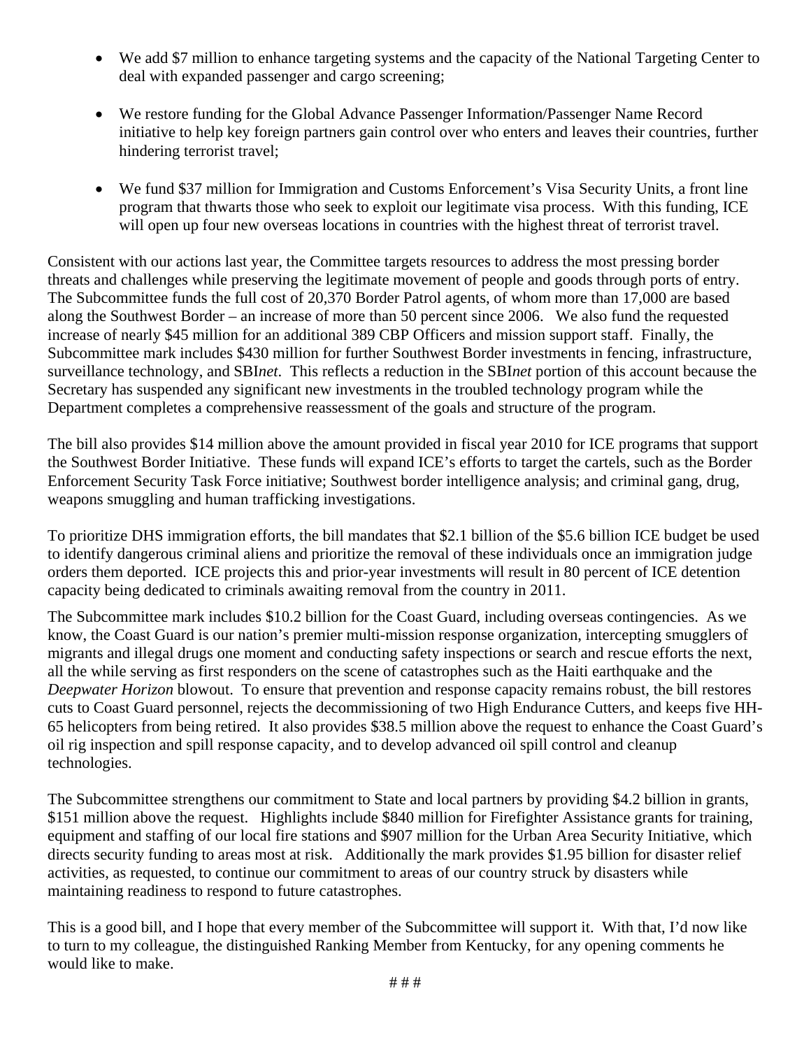- We add $7 million to enhance targeting systems and the capacity of the National Targeting Center to deal with expanded passenger and cargo screening;
- We restore funding for the Global Advance Passenger Information/Passenger Name Record initiative to help key foreign partners gain control over who enters and leaves their countries, further hindering terrorist travel;
- We fund $37 million for Immigration and Customs Enforcement's Visa Security Units, a front line program that thwarts those who seek to exploit our legitimate visa process. With this funding, ICE will open up four new overseas locations in countries with the highest threat of terrorist travel.

Consistent with our actions last year, the Committee targets resources to address the most pressing border threats and challenges while preserving the legitimate movement of people and goods through ports of entry. The Subcommittee funds the full cost of 20,370 Border Patrol agents, of whom more than 17,000 are based along the Southwest Border – an increase of more than 50 percent since 2006. We also fund the requested increase of nearly $45 million for an additional 389 CBP Officers and mission support staff. Finally, the Subcommittee mark includes $430 million for further Southwest Border investments in fencing, infrastructure, surveillance technology, and SBI*net*. This reflects a reduction in the SBI*net* portion of this account because the Secretary has suspended any significant new investments in the troubled technology program while the Department completes a comprehensive reassessment of the goals and structure of the program.

The bill also provides $14 million above the amount provided in fiscal year 2010 for ICE programs that support the Southwest Border Initiative. These funds will expand ICE's efforts to target the cartels, such as the Border Enforcement Security Task Force initiative; Southwest border intelligence analysis; and criminal gang, drug, weapons smuggling and human trafficking investigations.

To prioritize DHS immigration efforts, the bill mandates that $2.1 billion of the $5.6 billion ICE budget be used to identify dangerous criminal aliens and prioritize the removal of these individuals once an immigration judge orders them deported. ICE projects this and prior-year investments will result in 80 percent of ICE detention capacity being dedicated to criminals awaiting removal from the country in 2011.

The Subcommittee mark includes $10.2 billion for the Coast Guard, including overseas contingencies. As we know, the Coast Guard is our nation's premier multi-mission response organization, intercepting smugglers of migrants and illegal drugs one moment and conducting safety inspections or search and rescue efforts the next, all the while serving as first responders on the scene of catastrophes such as the Haiti earthquake and the *Deepwater Horizon* blowout. To ensure that prevention and response capacity remains robust, the bill restores cuts to Coast Guard personnel, rejects the decommissioning of two High Endurance Cutters, and keeps five HH-65 helicopters from being retired. It also provides $38.5 million above the request to enhance the Coast Guard's oil rig inspection and spill response capacity, and to develop advanced oil spill control and cleanup technologies.

The Subcommittee strengthens our commitment to State and local partners by providing $4.2 billion in grants, $151 million above the request. Highlights include $840 million for Firefighter Assistance grants for training, equipment and staffing of our local fire stations and $907 million for the Urban Area Security Initiative, which directs security funding to areas most at risk. Additionally the mark provides $1.95 billion for disaster relief activities, as requested, to continue our commitment to areas of our country struck by disasters while maintaining readiness to respond to future catastrophes.

This is a good bill, and I hope that every member of the Subcommittee will support it. With that, I'd now like to turn to my colleague, the distinguished Ranking Member from Kentucky, for any opening comments he would like to make.

# # #